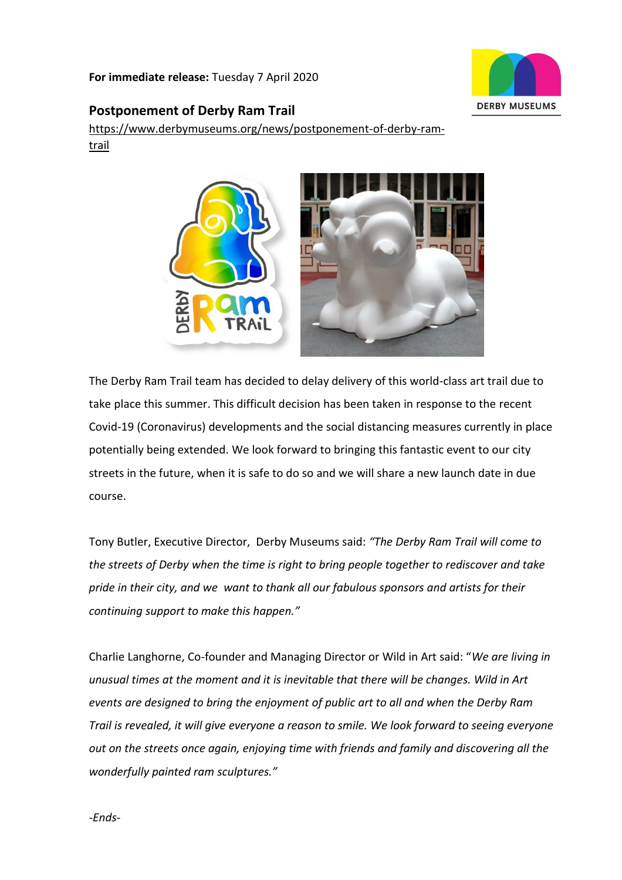**For immediate release:** Tuesday 7 April 2020

## Postponement of Derby Ram Trail

https://www.derbymuseums.org/news/postponement-of-derby-ram-trail

The Derby Ram Trail team has decided to delay delivery of this world-class art trail due to take place this summer. This difficult decision has been taken in response to the recent Covid-19 (Coronavirus) developments and the social distancing measures currently in place potentially being extended. We look forward to bringing this fantastic event to our city streets in the future, when it is safe to do so and we will share a new launch date in due course.

Tony Butler, Executive Director, Derby Museums said: *"The Derby Ram Trail will come to the streets of Derby when the time is right to bring people together to rediscover and take pride in their city, and we want to thank all our fabulous sponsors and artists for their continuing support to make this happen."*

Charlie Langhorne, Co-founder and Managing Director or Wild in Art said: "*We are living in unusual times at the moment and it is inevitable that there will be changes. Wild in Art events are designed to bring the enjoyment of public art to all and when the Derby Ram Trail is revealed, it will give everyone a reason to smile. We look forward to seeing everyone out on the streets once again, enjoying time with friends and family and discovering all the wonderfully painted ram sculptures."*

*-Ends-*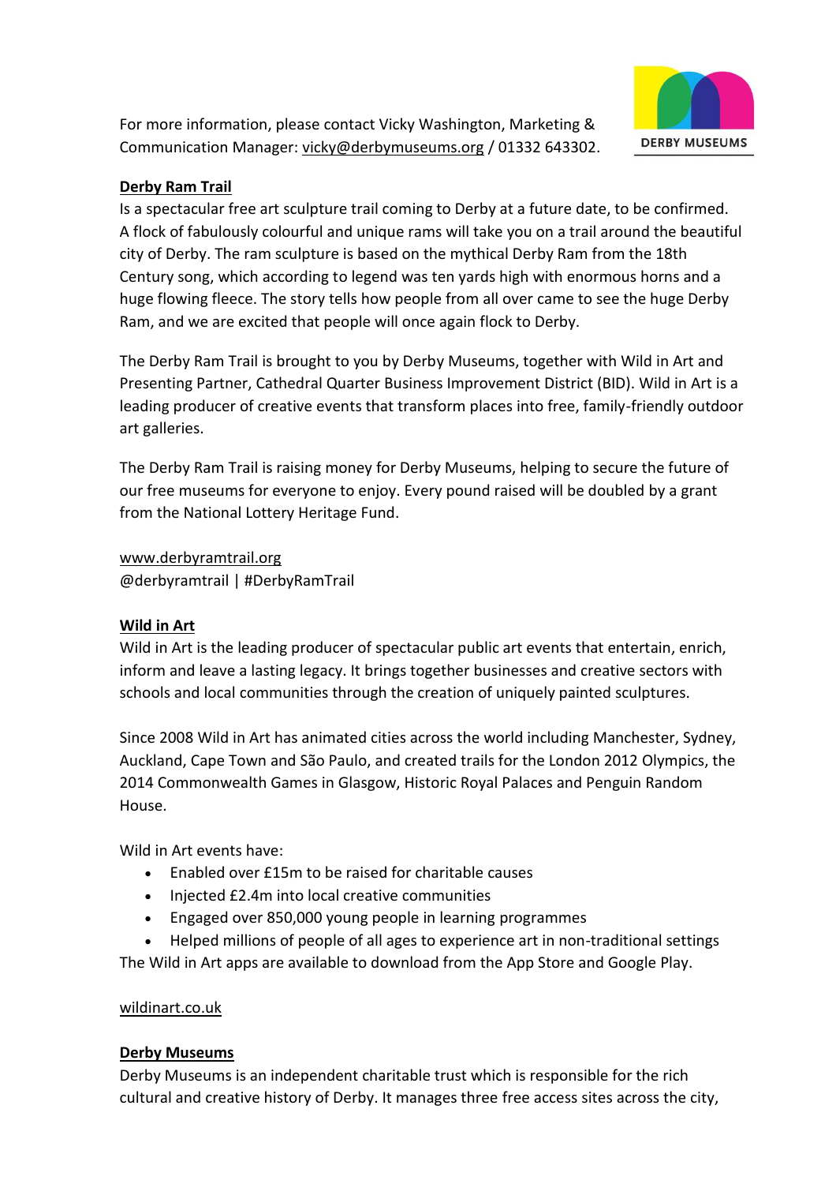For more information, please contact Vicky Washington, Marketing & Communication Manager: vicky@derbymuseums.org / 01332 643302.

DERBY MUSEUMS

## Derby Ram Trail

Is a spectacular free art sculpture trail coming to Derby at a future date, to be confirmed. A flock of fabulously colourful and unique rams will take you on a trail around the beautiful city of Derby. The ram sculpture is based on the mythical Derby Ram from the 18th Century song, which according to legend was ten yards high with enormous horns and a huge flowing fleece. The story tells how people from all over came to see the huge Derby Ram, and we are excited that people will once again flock to Derby.

The Derby Ram Trail is brought to you by Derby Museums, together with Wild in Art and Presenting Partner, Cathedral Quarter Business Improvement District (BID). Wild in Art is a leading producer of creative events that transform places into free, family-friendly outdoor art galleries.

The Derby Ram Trail is raising money for Derby Museums, helping to secure the future of our free museums for everyone to enjoy. Every pound raised will be doubled by a grant from the National Lottery Heritage Fund.

www.derbyramtrail.org
@derbyramtrail | #DerbyRamTrail

## Wild in Art

Wild in Art is the leading producer of spectacular public art events that entertain, enrich, inform and leave a lasting legacy. It brings together businesses and creative sectors with schools and local communities through the creation of uniquely painted sculptures.

Since 2008 Wild in Art has animated cities across the world including Manchester, Sydney, Auckland, Cape Town and São Paulo, and created trails for the London 2012 Olympics, the 2014 Commonwealth Games in Glasgow, Historic Royal Palaces and Penguin Random House.

Wild in Art events have:

- Enabled over £15m to be raised for charitable causes
- Injected £2.4m into local creative communities
- Engaged over 850,000 young people in learning programmes
- Helped millions of people of all ages to experience art in non-traditional settings

The Wild in Art apps are available to download from the App Store and Google Play.

wildinart.co.uk

## Derby Museums

Derby Museums is an independent charitable trust which is responsible for the rich cultural and creative history of Derby. It manages three free access sites across the city,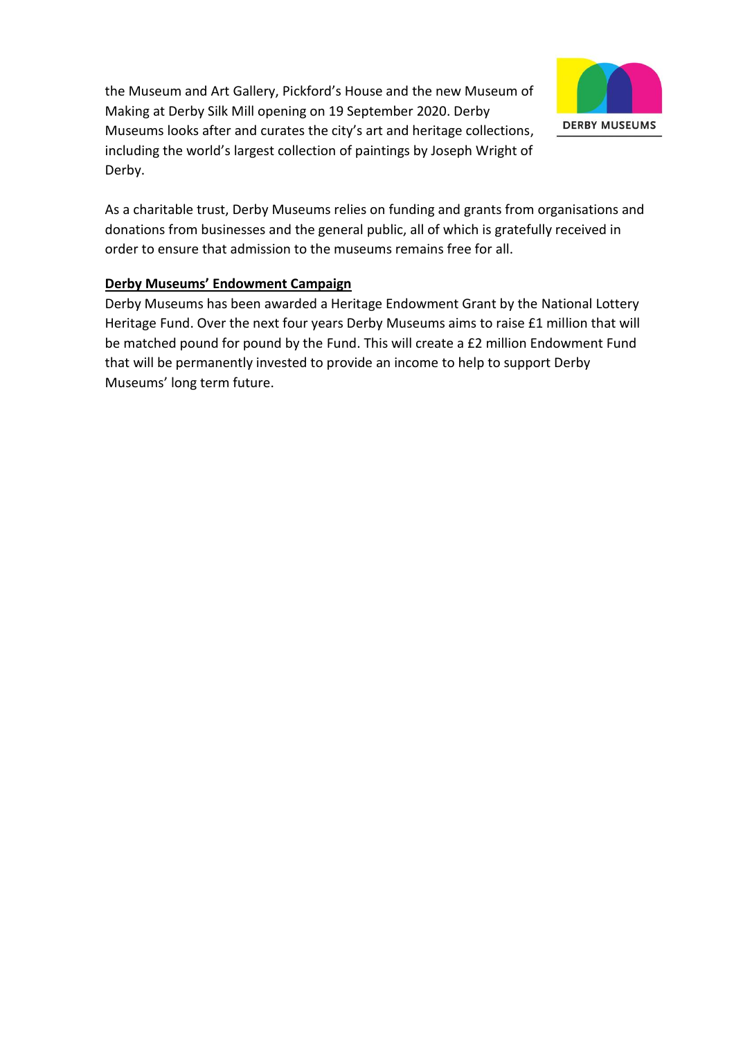the Museum and Art Gallery, Pickford's House and the new Museum of Making at Derby Silk Mill opening on 19 September 2020. Derby Museums looks after and curates the city's art and heritage collections, including the world's largest collection of paintings by Joseph Wright of Derby.

As a charitable trust, Derby Museums relies on funding and grants from organisations and donations from businesses and the general public, all of which is gratefully received in order to ensure that admission to the museums remains free for all.

**Derby Museums' Endowment Campaign**

Derby Museums has been awarded a Heritage Endowment Grant by the National Lottery Heritage Fund. Over the next four years Derby Museums aims to raise £1 million that will be matched pound for pound by the Fund. This will create a £2 million Endowment Fund that will be permanently invested to provide an income to help to support Derby Museums' long term future.